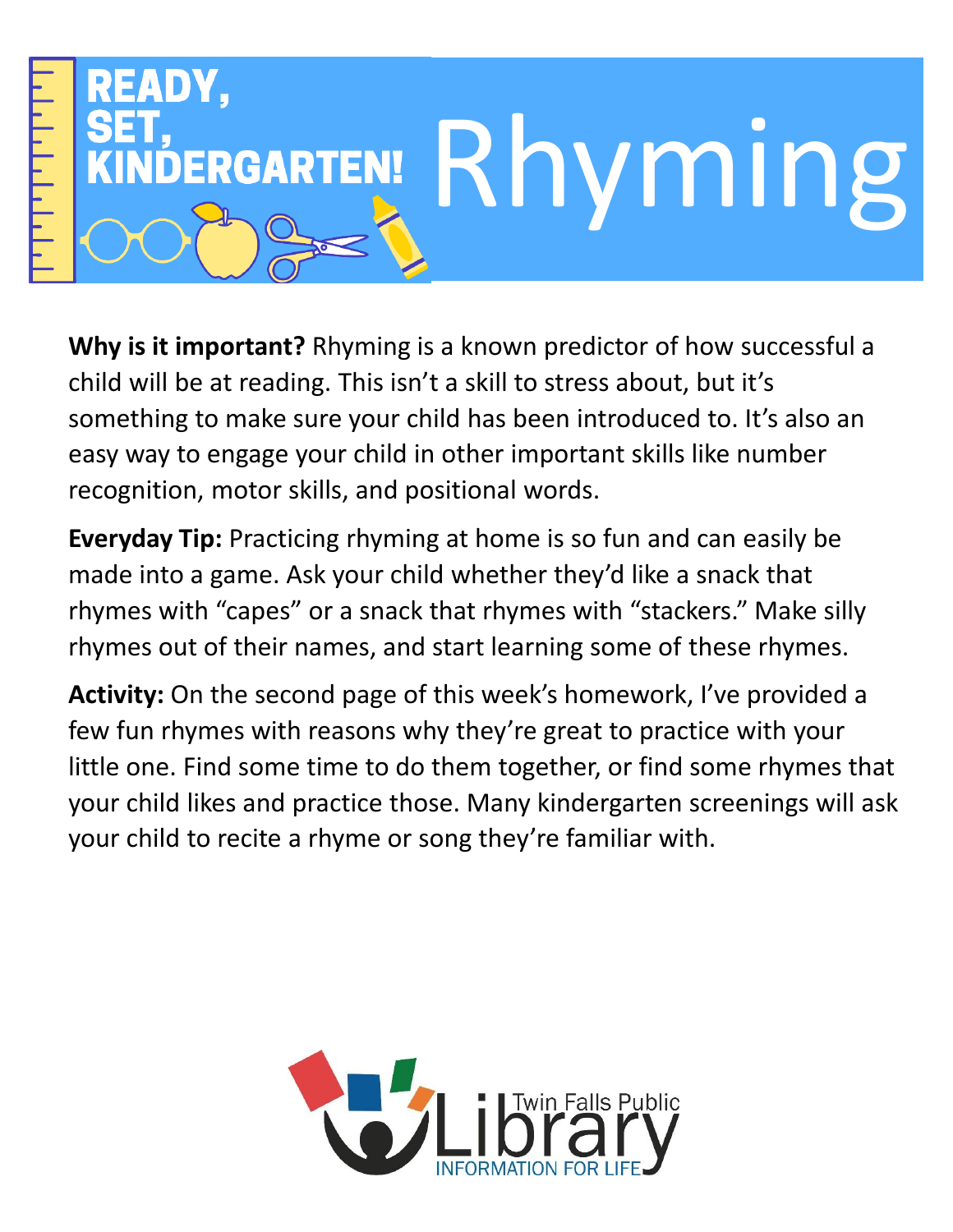# READY, SET, KINDERGARTEN! Rhyming

**Why is it important?** Rhyming is a known predictor of how successful a child will be at reading. This isn't a skill to stress about, but it's something to make sure your child has been introduced to. It's also an easy way to engage your child in other important skills like number recognition, motor skills, and positional words.

**Everyday Tip:** Practicing rhyming at home is so fun and can easily be made into a game. Ask your child whether they'd like a snack that rhymes with "capes" or a snack that rhymes with "stackers." Make silly rhymes out of their names, and start learning some of these rhymes.

**Activity:** On the second page of this week's homework, I've provided a few fun rhymes with reasons why they're great to practice with your little one. Find some time to do them together, or find some rhymes that your child likes and practice those. Many kindergarten screenings will ask your child to recite a rhyme or song they're familiar with.

Twin Falls Public Library
INFORMATION FOR LIFE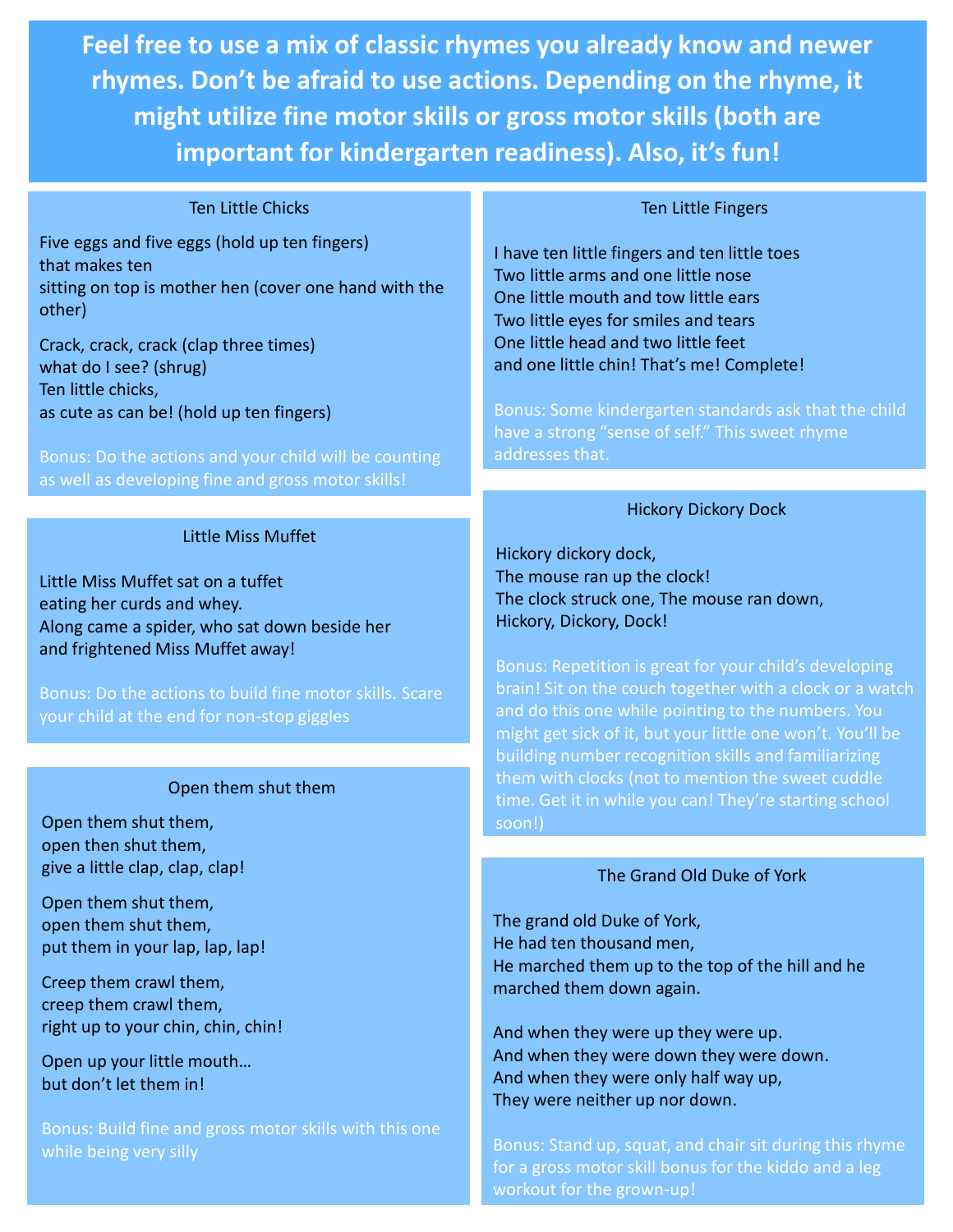**Feel free to use a mix of classic rhymes you already know and newer rhymes. Don't be afraid to use actions. Depending on the rhyme, it might utilize fine motor skills or gross motor skills (both are important for kindergarten readiness). Also, it's fun!**

### Ten Little Chicks

Five eggs and five eggs (hold up ten fingers)
that makes ten
sitting on top is mother hen (cover one hand with the other)

Crack, crack, crack (clap three times)
what do I see? (shrug)
Ten little chicks,
as cute as can be! (hold up ten fingers)

Bonus: Do the actions and your child will be counting as well as developing fine and gross motor skills!

### Little Miss Muffet

Little Miss Muffet sat on a tuffet
eating her curds and whey.
Along came a spider, who sat down beside her
and frightened Miss Muffet away!

Bonus: Do the actions to build fine motor skills. Scare your child at the end for non-stop giggles

### Open them shut them

Open them shut them,
open then shut them,
give a little clap, clap, clap!

Open them shut them,
open them shut them,
put them in your lap, lap, lap!

Creep them crawl them,
creep them crawl them,
right up to your chin, chin, chin!

Open up your little mouth…
but don't let them in!

Bonus: Build fine and gross motor skills with this one while being very silly

### Ten Little Fingers

I have ten little fingers and ten little toes
Two little arms and one little nose
One little mouth and tow little ears
Two little eyes for smiles and tears
One little head and two little feet
and one little chin! That's me! Complete!

Bonus: Some kindergarten standards ask that the child have a strong "sense of self." This sweet rhyme addresses that.

### Hickory Dickory Dock

Hickory dickory dock,
The mouse ran up the clock!
The clock struck one, The mouse ran down,
Hickory, Dickory, Dock!

Bonus: Repetition is great for your child's developing brain! Sit on the couch together with a clock or a watch and do this one while pointing to the numbers. You might get sick of it, but your little one won't. You'll be building number recognition skills and familiarizing them with clocks (not to mention the sweet cuddle time. Get it in while you can! They're starting school soon!)

### The Grand Old Duke of York

The grand old Duke of York,
He had ten thousand men,
He marched them up to the top of the hill and he marched them down again.

And when they were up they were up.
And when they were down they were down.
And when they were only half way up,
They were neither up nor down.

Bonus: Stand up, squat, and chair sit during this rhyme for a gross motor skill bonus for the kiddo and a leg workout for the grown-up!